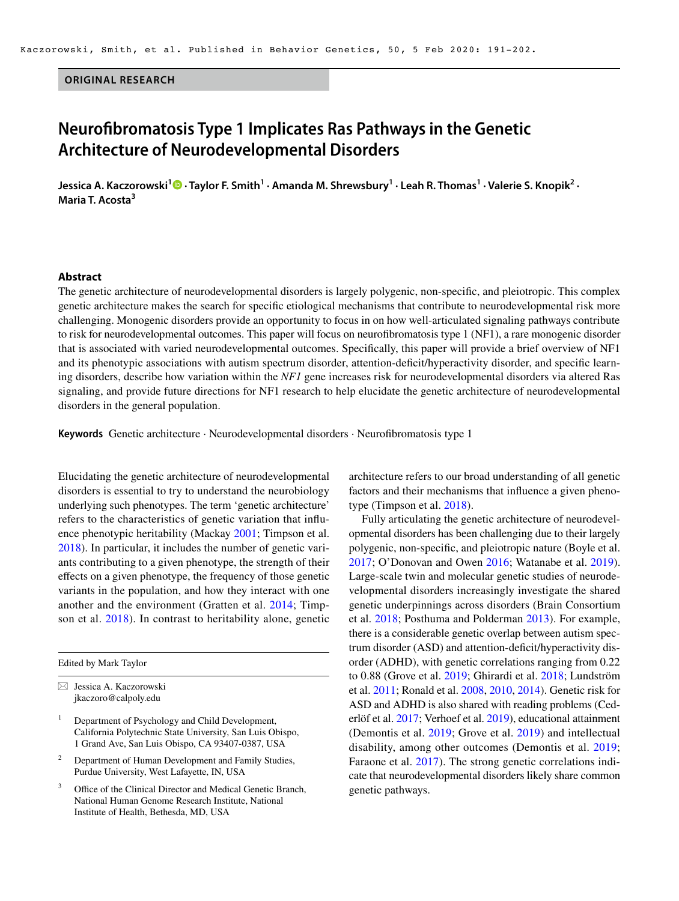ORIGINAL RESEARCH

# Neurofibromatosis Type 1 Implicates Ras Pathways in the Genetic Architecture of Neurodevelopmental Disorders

**Jessica A. Kaczorowski[1] · Taylor F. Smith[1] · Amanda M. Shrewsbury[1] · Leah R. Thomas[1] · Valerie S. Knopik[2] · Maria T. Acosta[3]**

## Abstract

The genetic architecture of neurodevelopmental disorders is largely polygenic, non-specific, and pleiotropic. This complex genetic architecture makes the search for specific etiological mechanisms that contribute to neurodevelopmental risk more challenging. Monogenic disorders provide an opportunity to focus in on how well-articulated signaling pathways contribute to risk for neurodevelopmental outcomes. This paper will focus on neurofibromatosis type 1 (NF1), a rare monogenic disorder that is associated with varied neurodevelopmental outcomes. Specifically, this paper will provide a brief overview of NF1 and its phenotypic associations with autism spectrum disorder, attention-deficit/hyperactivity disorder, and specific learning disorders, describe how variation within the *NF1* gene increases risk for neurodevelopmental disorders via altered Ras signaling, and provide future directions for NF1 research to help elucidate the genetic architecture of neurodevelopmental disorders in the general population.

**Keywords** Genetic architecture · Neurodevelopmental disorders · Neurofibromatosis type 1

Elucidating the genetic architecture of neurodevelopmental disorders is essential to try to understand the neurobiology underlying such phenotypes. The term 'genetic architecture' refers to the characteristics of genetic variation that influence phenotypic heritability (Mackay 2001; Timpson et al. 2018). In particular, it includes the number of genetic variants contributing to a given phenotype, the strength of their effects on a given phenotype, the frequency of those genetic variants in the population, and how they interact with one another and the environment (Gratten et al. 2014; Timpson et al. 2018). In contrast to heritability alone, genetic architecture refers to our broad understanding of all genetic factors and their mechanisms that influence a given phenotype (Timpson et al. 2018).

Fully articulating the genetic architecture of neurodevelopmental disorders has been challenging due to their largely polygenic, non-specific, and pleiotropic nature (Boyle et al. 2017; O'Donovan and Owen 2016; Watanabe et al. 2019). Large-scale twin and molecular genetic studies of neurodevelopmental disorders increasingly investigate the shared genetic underpinnings across disorders (Brain Consortium et al. 2018; Posthuma and Polderman 2013). For example, there is a considerable genetic overlap between autism spectrum disorder (ASD) and attention-deficit/hyperactivity disorder (ADHD), with genetic correlations ranging from 0.22 to 0.88 (Grove et al. 2019; Ghirardi et al. 2018; Lundström et al. 2011; Ronald et al. 2008, 2010, 2014). Genetic risk for ASD and ADHD is also shared with reading problems (Cederlöf et al. 2017; Verhoef et al. 2019), educational attainment (Demontis et al. 2019; Grove et al. 2019) and intellectual disability, among other outcomes (Demontis et al. 2019; Faraone et al. 2017). The strong genetic correlations indicate that neurodevelopmental disorders likely share common genetic pathways.

Edited by Mark Taylor

Jessica A. Kaczorowski
jkaczoro@calpoly.edu

[1] Department of Psychology and Child Development, California Polytechnic State University, San Luis Obispo, 1 Grand Ave, San Luis Obispo, CA 93407-0387, USA

[2] Department of Human Development and Family Studies, Purdue University, West Lafayette, IN, USA

[3] Office of the Clinical Director and Medical Genetic Branch, National Human Genome Research Institute, National Institute of Health, Bethesda, MD, USA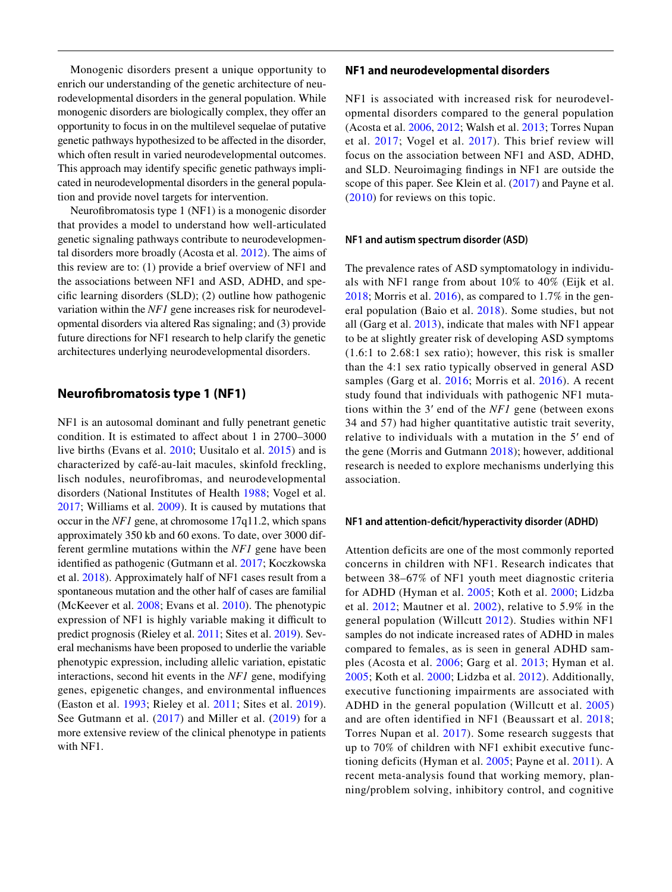Monogenic disorders present a unique opportunity to enrich our understanding of the genetic architecture of neurodevelopmental disorders in the general population. While monogenic disorders are biologically complex, they offer an opportunity to focus in on the multilevel sequelae of putative genetic pathways hypothesized to be affected in the disorder, which often result in varied neurodevelopmental outcomes. This approach may identify specific genetic pathways implicated in neurodevelopmental disorders in the general population and provide novel targets for intervention.

Neurofibromatosis type 1 (NF1) is a monogenic disorder that provides a model to understand how well-articulated genetic signaling pathways contribute to neurodevelopmental disorders more broadly (Acosta et al. 2012). The aims of this review are to: (1) provide a brief overview of NF1 and the associations between NF1 and ASD, ADHD, and specific learning disorders (SLD); (2) outline how pathogenic variation within the *NF1* gene increases risk for neurodevelopmental disorders via altered Ras signaling; and (3) provide future directions for NF1 research to help clarify the genetic architectures underlying neurodevelopmental disorders.

## Neurofibromatosis type 1 (NF1)

NF1 is an autosomal dominant and fully penetrant genetic condition. It is estimated to affect about 1 in 2700–3000 live births (Evans et al. 2010; Uusitalo et al. 2015) and is characterized by café-au-lait macules, skinfold freckling, lisch nodules, neurofibromas, and neurodevelopmental disorders (National Institutes of Health 1988; Vogel et al. 2017; Williams et al. 2009). It is caused by mutations that occur in the *NF1* gene, at chromosome 17q11.2, which spans approximately 350 kb and 60 exons. To date, over 3000 different germline mutations within the *NF1* gene have been identified as pathogenic (Gutmann et al. 2017; Koczkowska et al. 2018). Approximately half of NF1 cases result from a spontaneous mutation and the other half of cases are familial (McKeever et al. 2008; Evans et al. 2010). The phenotypic expression of NF1 is highly variable making it difficult to predict prognosis (Rieley et al. 2011; Sites et al. 2019). Several mechanisms have been proposed to underlie the variable phenotypic expression, including allelic variation, epistatic interactions, second hit events in the *NF1* gene, modifying genes, epigenetic changes, and environmental influences (Easton et al. 1993; Rieley et al. 2011; Sites et al. 2019). See Gutmann et al. (2017) and Miller et al. (2019) for a more extensive review of the clinical phenotype in patients with NF1.

## NF1 and neurodevelopmental disorders

NF1 is associated with increased risk for neurodevelopmental disorders compared to the general population (Acosta et al. 2006, 2012; Walsh et al. 2013; Torres Nupan et al. 2017; Vogel et al. 2017). This brief review will focus on the association between NF1 and ASD, ADHD, and SLD. Neuroimaging findings in NF1 are outside the scope of this paper. See Klein et al. (2017) and Payne et al. (2010) for reviews on this topic.

### NF1 and autism spectrum disorder (ASD)

The prevalence rates of ASD symptomatology in individuals with NF1 range from about 10% to 40% (Eijk et al. 2018; Morris et al. 2016), as compared to 1.7% in the general population (Baio et al. 2018). Some studies, but not all (Garg et al. 2013), indicate that males with NF1 appear to be at slightly greater risk of developing ASD symptoms (1.6:1 to 2.68:1 sex ratio); however, this risk is smaller than the 4:1 sex ratio typically observed in general ASD samples (Garg et al. 2016; Morris et al. 2016). A recent study found that individuals with pathogenic NF1 mutations within the 3′ end of the *NF1* gene (between exons 34 and 57) had higher quantitative autistic trait severity, relative to individuals with a mutation in the 5′ end of the gene (Morris and Gutmann 2018); however, additional research is needed to explore mechanisms underlying this association.

### NF1 and attention-deficit/hyperactivity disorder (ADHD)

Attention deficits are one of the most commonly reported concerns in children with NF1. Research indicates that between 38–67% of NF1 youth meet diagnostic criteria for ADHD (Hyman et al. 2005; Koth et al. 2000; Lidzba et al. 2012; Mautner et al. 2002), relative to 5.9% in the general population (Willcutt 2012). Studies within NF1 samples do not indicate increased rates of ADHD in males compared to females, as is seen in general ADHD samples (Acosta et al. 2006; Garg et al. 2013; Hyman et al. 2005; Koth et al. 2000; Lidzba et al. 2012). Additionally, executive functioning impairments are associated with ADHD in the general population (Willcutt et al. 2005) and are often identified in NF1 (Beaussart et al. 2018; Torres Nupan et al. 2017). Some research suggests that up to 70% of children with NF1 exhibit executive functioning deficits (Hyman et al. 2005; Payne et al. 2011). A recent meta-analysis found that working memory, planning/problem solving, inhibitory control, and cognitive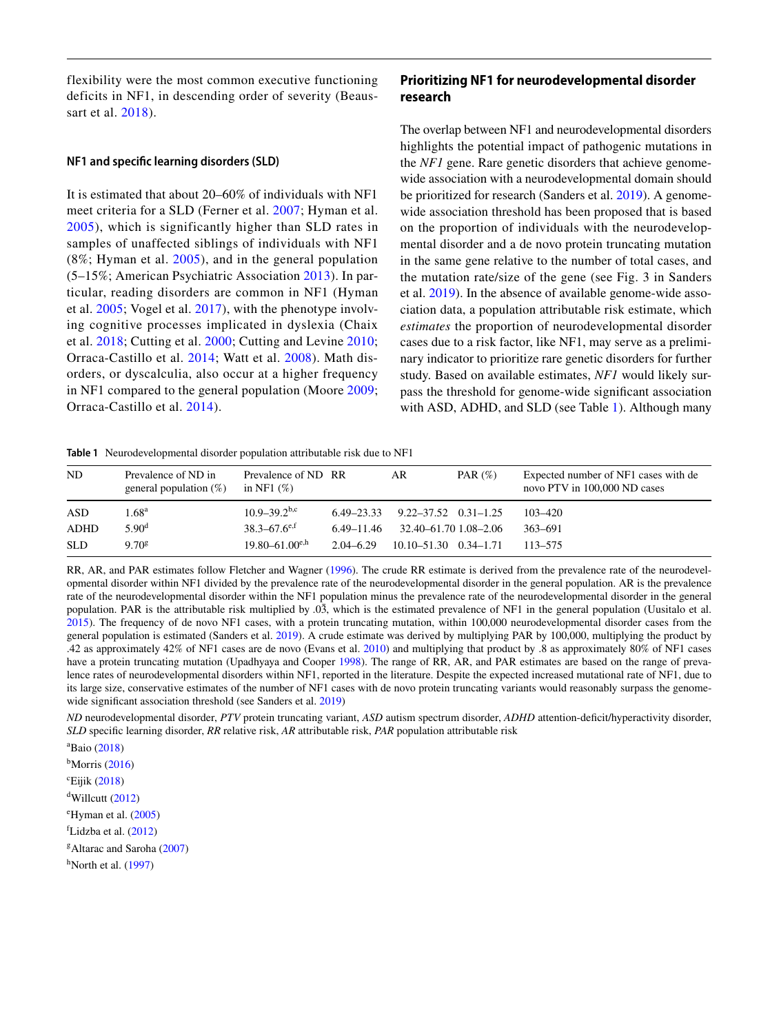flexibility were the most common executive functioning deficits in NF1, in descending order of severity (Beaussart et al. 2018).

#### NF1 and specific learning disorders (SLD)

It is estimated that about 20–60% of individuals with NF1 meet criteria for a SLD (Ferner et al. 2007; Hyman et al. 2005), which is significantly higher than SLD rates in samples of unaffected siblings of individuals with NF1 (8%; Hyman et al. 2005), and in the general population (5–15%; American Psychiatric Association 2013). In particular, reading disorders are common in NF1 (Hyman et al. 2005; Vogel et al. 2017), with the phenotype involving cognitive processes implicated in dyslexia (Chaix et al. 2018; Cutting et al. 2000; Cutting and Levine 2010; Orraca-Castillo et al. 2014; Watt et al. 2008). Math disorders, or dyscalculia, also occur at a higher frequency in NF1 compared to the general population (Moore 2009; Orraca-Castillo et al. 2014).

### Prioritizing NF1 for neurodevelopmental disorder research

The overlap between NF1 and neurodevelopmental disorders highlights the potential impact of pathogenic mutations in the *NF1* gene. Rare genetic disorders that achieve genome-wide association with a neurodevelopmental domain should be prioritized for research (Sanders et al. 2019). A genome-wide association threshold has been proposed that is based on the proportion of individuals with the neurodevelopmental disorder and a de novo protein truncating mutation in the same gene relative to the number of total cases, and the mutation rate/size of the gene (see Fig. 3 in Sanders et al. 2019). In the absence of available genome-wide association data, a population attributable risk estimate, which *estimates* the proportion of neurodevelopmental disorder cases due to a risk factor, like NF1, may serve as a preliminary indicator to prioritize rare genetic disorders for further study. Based on available estimates, *NF1* would likely surpass the threshold for genome-wide significant association with ASD, ADHD, and SLD (see Table 1). Although many

**Table 1** Neurodevelopmental disorder population attributable risk due to NF1

| ND | Prevalence of ND in general population (%) | Prevalence of ND in NF1 (%) | RR | AR | PAR (%) | Expected number of NF1 cases with de novo PTV in 100,000 ND cases |
|---|---|---|---|---|---|---|
| ASD | 1.68[a] | 10.9–39.2[b,c] | 6.49–23.33 | 9.22–37.52 | 0.31–1.25 | 103–420 |
| ADHD | 5.90[d] | 38.3–67.6[e,f] | 6.49–11.46 | 32.40–61.70 | 1.08–2.06 | 363–691 |
| SLD | 9.70[g] | 19.80–61.00[e,h] | 2.04–6.29 | 10.10–51.30 | 0.34–1.71 | 113–575 |

RR, AR, and PAR estimates follow Fletcher and Wagner (1996). The crude RR estimate is derived from the prevalence rate of the neurodevelopmental disorder within NF1 divided by the prevalence rate of the neurodevelopmental disorder in the general population. AR is the prevalence rate of the neurodevelopmental disorder within the NF1 population minus the prevalence rate of the neurodevelopmental disorder in the general population. PAR is the attributable risk multiplied by $.0\bar{3}$, which is the estimated prevalence of NF1 in the general population (Uusitalo et al. 2015). The frequency of de novo NF1 cases, with a protein truncating mutation, within 100,000 neurodevelopmental disorder cases from the general population is estimated (Sanders et al. 2019). A crude estimate was derived by multiplying PAR by 100,000, multiplying the product by .42 as approximately 42% of NF1 cases are de novo (Evans et al. 2010) and multiplying that product by .8 as approximately 80% of NF1 cases have a protein truncating mutation (Upadhyaya and Cooper 1998). The range of RR, AR, and PAR estimates are based on the range of prevalence rates of neurodevelopmental disorders within NF1, reported in the literature. Despite the expected increased mutational rate of NF1, due to its large size, conservative estimates of the number of NF1 cases with de novo protein truncating variants would reasonably surpass the genome-wide significant association threshold (see Sanders et al. 2019)

*ND* neurodevelopmental disorder, *PTV* protein truncating variant, *ASD* autism spectrum disorder, *ADHD* attention-deficit/hyperactivity disorder, *SLD* specific learning disorder, *RR* relative risk, *AR* attributable risk, *PAR* population attributable risk

[a]Baio (2018)

[b]Morris (2016)

[c]Eijik (2018)

[d]Willcutt (2012)

[e]Hyman et al. (2005)

[f]Lidzba et al. (2012)

[g]Altarac and Saroha (2007)

[h]North et al. (1997)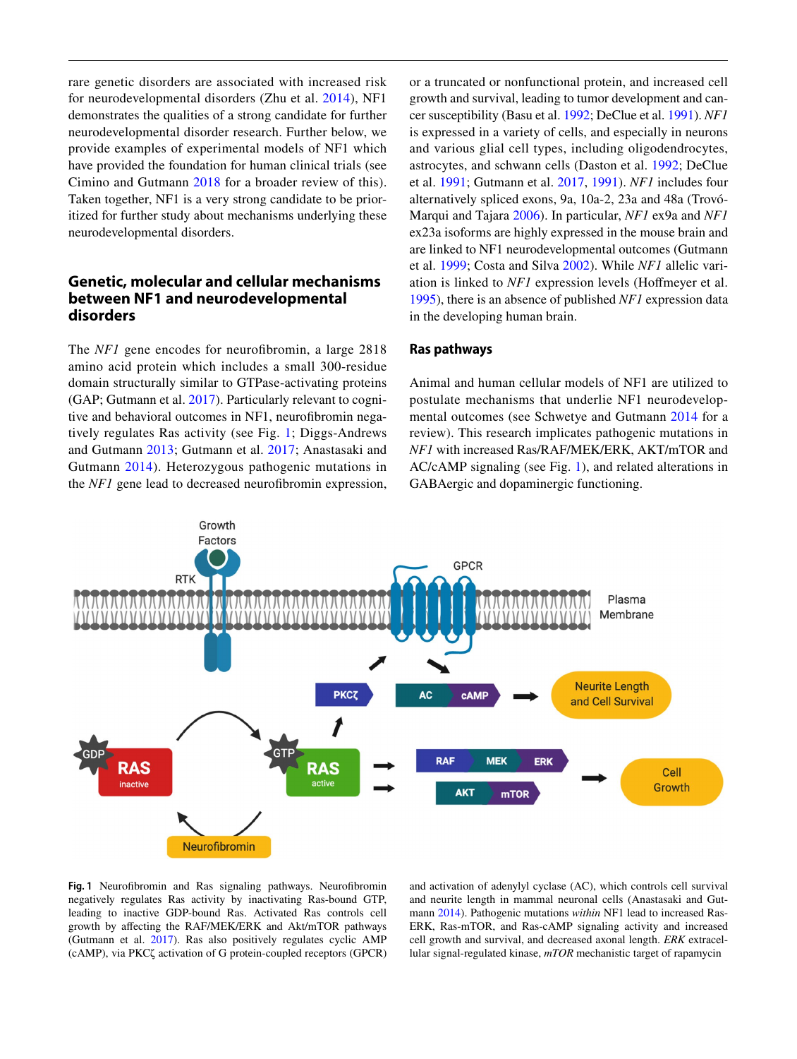rare genetic disorders are associated with increased risk for neurodevelopmental disorders (Zhu et al. 2014), NF1 demonstrates the qualities of a strong candidate for further neurodevelopmental disorder research. Further below, we provide examples of experimental models of NF1 which have provided the foundation for human clinical trials (see Cimino and Gutmann 2018 for a broader review of this). Taken together, NF1 is a very strong candidate to be prioritized for further study about mechanisms underlying these neurodevelopmental disorders.

## Genetic, molecular and cellular mechanisms between NF1 and neurodevelopmental disorders

The *NF1* gene encodes for neurofibromin, a large 2818 amino acid protein which includes a small 300-residue domain structurally similar to GTPase-activating proteins (GAP; Gutmann et al. 2017). Particularly relevant to cognitive and behavioral outcomes in NF1, neurofibromin negatively regulates Ras activity (see Fig. 1; Diggs-Andrews and Gutmann 2013; Gutmann et al. 2017; Anastasaki and Gutmann 2014). Heterozygous pathogenic mutations in the *NF1* gene lead to decreased neurofibromin expression, or a truncated or nonfunctional protein, and increased cell growth and survival, leading to tumor development and cancer susceptibility (Basu et al. 1992; DeClue et al. 1991). *NF1* is expressed in a variety of cells, and especially in neurons and various glial cell types, including oligodendrocytes, astrocytes, and schwann cells (Daston et al. 1992; DeClue et al. 1991; Gutmann et al. 2017, 1991). *NF1* includes four alternatively spliced exons, 9a, 10a-2, 23a and 48a (Trovó-Marqui and Tajara 2006). In particular, *NF1* ex9a and *NF1* ex23a isoforms are highly expressed in the mouse brain and are linked to NF1 neurodevelopmental outcomes (Gutmann et al. 1999; Costa and Silva 2002). While *NF1* allelic variation is linked to *NF1* expression levels (Hoffmeyer et al. 1995), there is an absence of published *NF1* expression data in the developing human brain.

### Ras pathways

Animal and human cellular models of NF1 are utilized to postulate mechanisms that underlie NF1 neurodevelopmental outcomes (see Schwetye and Gutmann 2014 for a review). This research implicates pathogenic mutations in *NF1* with increased Ras/RAF/MEK/ERK, AKT/mTOR and AC/cAMP signaling (see Fig. 1), and related alterations in GABAergic and dopaminergic functioning.

**Fig. 1** Neurofibromin and Ras signaling pathways. Neurofibromin negatively regulates Ras activity by inactivating Ras-bound GTP, leading to inactive GDP-bound Ras. Activated Ras controls cell growth by affecting the RAF/MEK/ERK and Akt/mTOR pathways (Gutmann et al. 2017). Ras also positively regulates cyclic AMP (cAMP), via PKCζ activation of G protein-coupled receptors (GPCR) and activation of adenylyl cyclase (AC), which controls cell survival and neurite length in mammal neuronal cells (Anastasaki and Gutmann 2014). Pathogenic mutations *within* NF1 lead to increased Ras-ERK, Ras-mTOR, and Ras-cAMP signaling activity and increased cell growth and survival, and decreased axonal length. *ERK* extracellular signal-regulated kinase, *mTOR* mechanistic target of rapamycin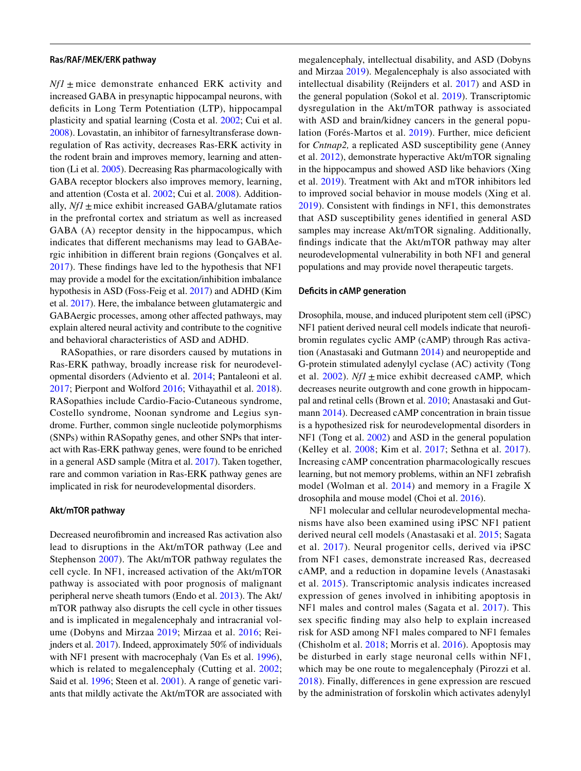### Ras/RAF/MEK/ERK pathway

*Nf1* ± mice demonstrate enhanced ERK activity and increased GABA in presynaptic hippocampal neurons, with deficits in Long Term Potentiation (LTP), hippocampal plasticity and spatial learning (Costa et al. 2002; Cui et al. 2008). Lovastatin, an inhibitor of farnesyltransferase downregulation of Ras activity, decreases Ras-ERK activity in the rodent brain and improves memory, learning and attention (Li et al. 2005). Decreasing Ras pharmacologically with GABA receptor blockers also improves memory, learning, and attention (Costa et al. 2002; Cui et al. 2008). Additionally, *Nf1* ± mice exhibit increased GABA/glutamate ratios in the prefrontal cortex and striatum as well as increased GABA (A) receptor density in the hippocampus, which indicates that different mechanisms may lead to GABAergic inhibition in different brain regions (Gonçalves et al. 2017). These findings have led to the hypothesis that NF1 may provide a model for the excitation/inhibition imbalance hypothesis in ASD (Foss-Feig et al. 2017) and ADHD (Kim et al. 2017). Here, the imbalance between glutamatergic and GABAergic processes, among other affected pathways, may explain altered neural activity and contribute to the cognitive and behavioral characteristics of ASD and ADHD.

RASopathies, or rare disorders caused by mutations in Ras-ERK pathway, broadly increase risk for neurodevelopmental disorders (Adviento et al. 2014; Pantaleoni et al. 2017; Pierpont and Wolford 2016; Vithayathil et al. 2018). RASopathies include Cardio-Facio-Cutaneous syndrome, Costello syndrome, Noonan syndrome and Legius syndrome. Further, common single nucleotide polymorphisms (SNPs) within RASopathy genes, and other SNPs that interact with Ras-ERK pathway genes, were found to be enriched in a general ASD sample (Mitra et al. 2017). Taken together, rare and common variation in Ras-ERK pathway genes are implicated in risk for neurodevelopmental disorders.

### Akt/mTOR pathway

Decreased neurofibromin and increased Ras activation also lead to disruptions in the Akt/mTOR pathway (Lee and Stephenson 2007). The Akt/mTOR pathway regulates the cell cycle. In NF1, increased activation of the Akt/mTOR pathway is associated with poor prognosis of malignant peripheral nerve sheath tumors (Endo et al. 2013). The Akt/mTOR pathway also disrupts the cell cycle in other tissues and is implicated in megalencephaly and intracranial volume (Dobyns and Mirzaa 2019; Mirzaa et al. 2016; Reijnders et al. 2017). Indeed, approximately 50% of individuals with NF1 present with macrocephaly (Van Es et al. 1996), which is related to megalencephaly (Cutting et al. 2002; Said et al. 1996; Steen et al. 2001). A range of genetic variants that mildly activate the Akt/mTOR are associated with megalencephaly, intellectual disability, and ASD (Dobyns and Mirzaa 2019). Megalencephaly is also associated with intellectual disability (Reijnders et al. 2017) and ASD in the general population (Sokol et al. 2019). Transcriptomic dysregulation in the Akt/mTOR pathway is associated with ASD and brain/kidney cancers in the general population (Forés-Martos et al. 2019). Further, mice deficient for *Cntnap2,* a replicated ASD susceptibility gene (Anney et al. 2012), demonstrate hyperactive Akt/mTOR signaling in the hippocampus and showed ASD like behaviors (Xing et al. 2019). Treatment with Akt and mTOR inhibitors led to improved social behavior in mouse models (Xing et al. 2019). Consistent with findings in NF1, this demonstrates that ASD susceptibility genes identified in general ASD samples may increase Akt/mTOR signaling. Additionally, findings indicate that the Akt/mTOR pathway may alter neurodevelopmental vulnerability in both NF1 and general populations and may provide novel therapeutic targets.

### Deficits in cAMP generation

Drosophila, mouse, and induced pluripotent stem cell (iPSC) NF1 patient derived neural cell models indicate that neurofibromin regulates cyclic AMP (cAMP) through Ras activation (Anastasaki and Gutmann 2014) and neuropeptide and G-protein stimulated adenylyl cyclase (AC) activity (Tong et al. 2002). *Nf1* ± mice exhibit decreased cAMP, which decreases neurite outgrowth and cone growth in hippocampal and retinal cells (Brown et al. 2010; Anastasaki and Gutmann 2014). Decreased cAMP concentration in brain tissue is a hypothesized risk for neurodevelopmental disorders in NF1 (Tong et al. 2002) and ASD in the general population (Kelley et al. 2008; Kim et al. 2017; Sethna et al. 2017). Increasing cAMP concentration pharmacologically rescues learning, but not memory problems, within an NF1 zebrafish model (Wolman et al. 2014) and memory in a Fragile X drosophila and mouse model (Choi et al. 2016).

NF1 molecular and cellular neurodevelopmental mechanisms have also been examined using iPSC NF1 patient derived neural cell models (Anastasaki et al. 2015; Sagata et al. 2017). Neural progenitor cells, derived via iPSC from NF1 cases, demonstrate increased Ras, decreased cAMP, and a reduction in dopamine levels (Anastasaki et al. 2015). Transcriptomic analysis indicates increased expression of genes involved in inhibiting apoptosis in NF1 males and control males (Sagata et al. 2017). This sex specific finding may also help to explain increased risk for ASD among NF1 males compared to NF1 females (Chisholm et al. 2018; Morris et al. 2016). Apoptosis may be disturbed in early stage neuronal cells within NF1, which may be one route to megalencephaly (Pirozzi et al. 2018). Finally, differences in gene expression are rescued by the administration of forskolin which activates adenylyl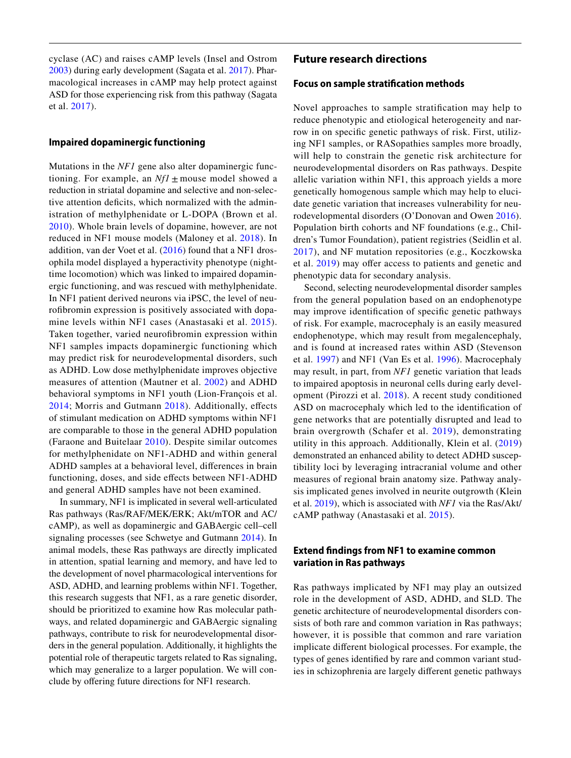cyclase (AC) and raises cAMP levels (Insel and Ostrom 2003) during early development (Sagata et al. 2017). Pharmacological increases in cAMP may help protect against ASD for those experiencing risk from this pathway (Sagata et al. 2017).

### Impaired dopaminergic functioning

Mutations in the *NF1* gene also alter dopaminergic functioning. For example, an *Nf1* ± mouse model showed a reduction in striatal dopamine and selective and non-selective attention deficits, which normalized with the administration of methylphenidate or L-DOPA (Brown et al. 2010). Whole brain levels of dopamine, however, are not reduced in NF1 mouse models (Maloney et al. 2018). In addition, van der Voet et al. (2016) found that a NF1 drosophila model displayed a hyperactivity phenotype (nighttime locomotion) which was linked to impaired dopaminergic functioning, and was rescued with methylphenidate. In NF1 patient derived neurons via iPSC, the level of neurofibromin expression is positively associated with dopamine levels within NF1 cases (Anastasaki et al. 2015). Taken together, varied neurofibromin expression within NF1 samples impacts dopaminergic functioning which may predict risk for neurodevelopmental disorders, such as ADHD. Low dose methylphenidate improves objective measures of attention (Mautner et al. 2002) and ADHD behavioral symptoms in NF1 youth (Lion-François et al. 2014; Morris and Gutmann 2018). Additionally, effects of stimulant medication on ADHD symptoms within NF1 are comparable to those in the general ADHD population (Faraone and Buitelaar 2010). Despite similar outcomes for methylphenidate on NF1-ADHD and within general ADHD samples at a behavioral level, differences in brain functioning, doses, and side effects between NF1-ADHD and general ADHD samples have not been examined.

In summary, NF1 is implicated in several well-articulated Ras pathways (Ras/RAF/MEK/ERK; Akt/mTOR and AC/cAMP), as well as dopaminergic and GABAergic cell–cell signaling processes (see Schwetye and Gutmann 2014). In animal models, these Ras pathways are directly implicated in attention, spatial learning and memory, and have led to the development of novel pharmacological interventions for ASD, ADHD, and learning problems within NF1. Together, this research suggests that NF1, as a rare genetic disorder, should be prioritized to examine how Ras molecular pathways, and related dopaminergic and GABAergic signaling pathways, contribute to risk for neurodevelopmental disorders in the general population. Additionally, it highlights the potential role of therapeutic targets related to Ras signaling, which may generalize to a larger population. We will conclude by offering future directions for NF1 research.

## Future research directions

### Focus on sample stratification methods

Novel approaches to sample stratification may help to reduce phenotypic and etiological heterogeneity and narrow in on specific genetic pathways of risk. First, utilizing NF1 samples, or RASopathies samples more broadly, will help to constrain the genetic risk architecture for neurodevelopmental disorders on Ras pathways. Despite allelic variation within NF1, this approach yields a more genetically homogenous sample which may help to elucidate genetic variation that increases vulnerability for neurodevelopmental disorders (O'Donovan and Owen 2016). Population birth cohorts and NF foundations (e.g., Children's Tumor Foundation), patient registries (Seidlin et al. 2017), and NF mutation repositories (e.g., Koczkowska et al. 2019) may offer access to patients and genetic and phenotypic data for secondary analysis.

Second, selecting neurodevelopmental disorder samples from the general population based on an endophenotype may improve identification of specific genetic pathways of risk. For example, macrocephaly is an easily measured endophenotype, which may result from megalencephaly, and is found at increased rates within ASD (Stevenson et al. 1997) and NF1 (Van Es et al. 1996). Macrocephaly may result, in part, from *NF1* genetic variation that leads to impaired apoptosis in neuronal cells during early development (Pirozzi et al. 2018). A recent study conditioned ASD on macrocephaly which led to the identification of gene networks that are potentially disrupted and lead to brain overgrowth (Schafer et al. 2019), demonstrating utility in this approach. Additionally, Klein et al. (2019) demonstrated an enhanced ability to detect ADHD susceptibility loci by leveraging intracranial volume and other measures of regional brain anatomy size. Pathway analysis implicated genes involved in neurite outgrowth (Klein et al. 2019), which is associated with *NF1* via the Ras/Akt/cAMP pathway (Anastasaki et al. 2015).

### Extend findings from NF1 to examine common variation in Ras pathways

Ras pathways implicated by NF1 may play an outsized role in the development of ASD, ADHD, and SLD. The genetic architecture of neurodevelopmental disorders consists of both rare and common variation in Ras pathways; however, it is possible that common and rare variation implicate different biological processes. For example, the types of genes identified by rare and common variant studies in schizophrenia are largely different genetic pathways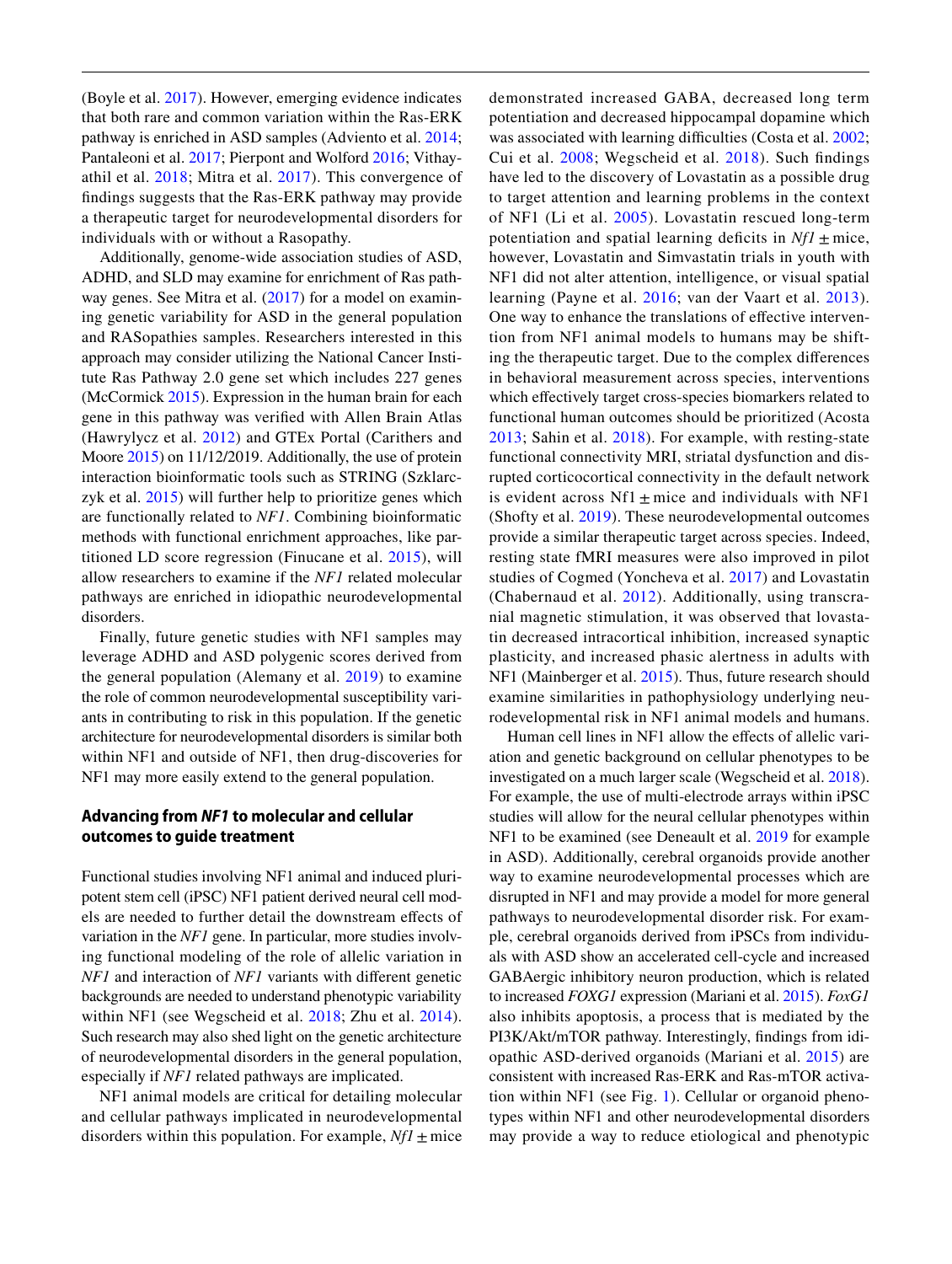(Boyle et al. 2017). However, emerging evidence indicates that both rare and common variation within the Ras-ERK pathway is enriched in ASD samples (Adviento et al. 2014; Pantaleoni et al. 2017; Pierpont and Wolford 2016; Vithayathil et al. 2018; Mitra et al. 2017). This convergence of findings suggests that the Ras-ERK pathway may provide a therapeutic target for neurodevelopmental disorders for individuals with or without a Rasopathy.

Additionally, genome-wide association studies of ASD, ADHD, and SLD may examine for enrichment of Ras pathway genes. See Mitra et al. (2017) for a model on examining genetic variability for ASD in the general population and RASopathies samples. Researchers interested in this approach may consider utilizing the National Cancer Institute Ras Pathway 2.0 gene set which includes 227 genes (McCormick 2015). Expression in the human brain for each gene in this pathway was verified with Allen Brain Atlas (Hawrylycz et al. 2012) and GTEx Portal (Carithers and Moore 2015) on 11/12/2019. Additionally, the use of protein interaction bioinformatic tools such as STRING (Szklarczyk et al. 2015) will further help to prioritize genes which are functionally related to *NF1*. Combining bioinformatic methods with functional enrichment approaches, like partitioned LD score regression (Finucane et al. 2015), will allow researchers to examine if the *NF1* related molecular pathways are enriched in idiopathic neurodevelopmental disorders.

Finally, future genetic studies with NF1 samples may leverage ADHD and ASD polygenic scores derived from the general population (Alemany et al. 2019) to examine the role of common neurodevelopmental susceptibility variants in contributing to risk in this population. If the genetic architecture for neurodevelopmental disorders is similar both within NF1 and outside of NF1, then drug-discoveries for NF1 may more easily extend to the general population.

## Advancing from *NF1* to molecular and cellular outcomes to guide treatment

Functional studies involving NF1 animal and induced pluripotent stem cell (iPSC) NF1 patient derived neural cell models are needed to further detail the downstream effects of variation in the *NF1* gene. In particular, more studies involving functional modeling of the role of allelic variation in *NF1* and interaction of *NF1* variants with different genetic backgrounds are needed to understand phenotypic variability within NF1 (see Wegscheid et al. 2018; Zhu et al. 2014). Such research may also shed light on the genetic architecture of neurodevelopmental disorders in the general population, especially if *NF1* related pathways are implicated.

NF1 animal models are critical for detailing molecular and cellular pathways implicated in neurodevelopmental disorders within this population. For example, *Nf1* ± mice demonstrated increased GABA, decreased long term potentiation and decreased hippocampal dopamine which was associated with learning difficulties (Costa et al. 2002; Cui et al. 2008; Wegscheid et al. 2018). Such findings have led to the discovery of Lovastatin as a possible drug to target attention and learning problems in the context of NF1 (Li et al. 2005). Lovastatin rescued long-term potentiation and spatial learning deficits in *Nf1* ± mice, however, Lovastatin and Simvastatin trials in youth with NF1 did not alter attention, intelligence, or visual spatial learning (Payne et al. 2016; van der Vaart et al. 2013). One way to enhance the translations of effective intervention from NF1 animal models to humans may be shifting the therapeutic target. Due to the complex differences in behavioral measurement across species, interventions which effectively target cross-species biomarkers related to functional human outcomes should be prioritized (Acosta 2013; Sahin et al. 2018). For example, with resting-state functional connectivity MRI, striatal dysfunction and disrupted corticocortical connectivity in the default network is evident across Nf1 ± mice and individuals with NF1 (Shofty et al. 2019). These neurodevelopmental outcomes provide a similar therapeutic target across species. Indeed, resting state fMRI measures were also improved in pilot studies of Cogmed (Yoncheva et al. 2017) and Lovastatin (Chabernaud et al. 2012). Additionally, using transcranial magnetic stimulation, it was observed that lovastatin decreased intracortical inhibition, increased synaptic plasticity, and increased phasic alertness in adults with NF1 (Mainberger et al. 2015). Thus, future research should examine similarities in pathophysiology underlying neurodevelopmental risk in NF1 animal models and humans.

Human cell lines in NF1 allow the effects of allelic variation and genetic background on cellular phenotypes to be investigated on a much larger scale (Wegscheid et al. 2018). For example, the use of multi-electrode arrays within iPSC studies will allow for the neural cellular phenotypes within NF1 to be examined (see Deneault et al. 2019 for example in ASD). Additionally, cerebral organoids provide another way to examine neurodevelopmental processes which are disrupted in NF1 and may provide a model for more general pathways to neurodevelopmental disorder risk. For example, cerebral organoids derived from iPSCs from individuals with ASD show an accelerated cell-cycle and increased GABAergic inhibitory neuron production, which is related to increased *FOXG1* expression (Mariani et al. 2015). *FoxG1* also inhibits apoptosis, a process that is mediated by the PI3K/Akt/mTOR pathway. Interestingly, findings from idiopathic ASD-derived organoids (Mariani et al. 2015) are consistent with increased Ras-ERK and Ras-mTOR activation within NF1 (see Fig. 1). Cellular or organoid phenotypes within NF1 and other neurodevelopmental disorders may provide a way to reduce etiological and phenotypic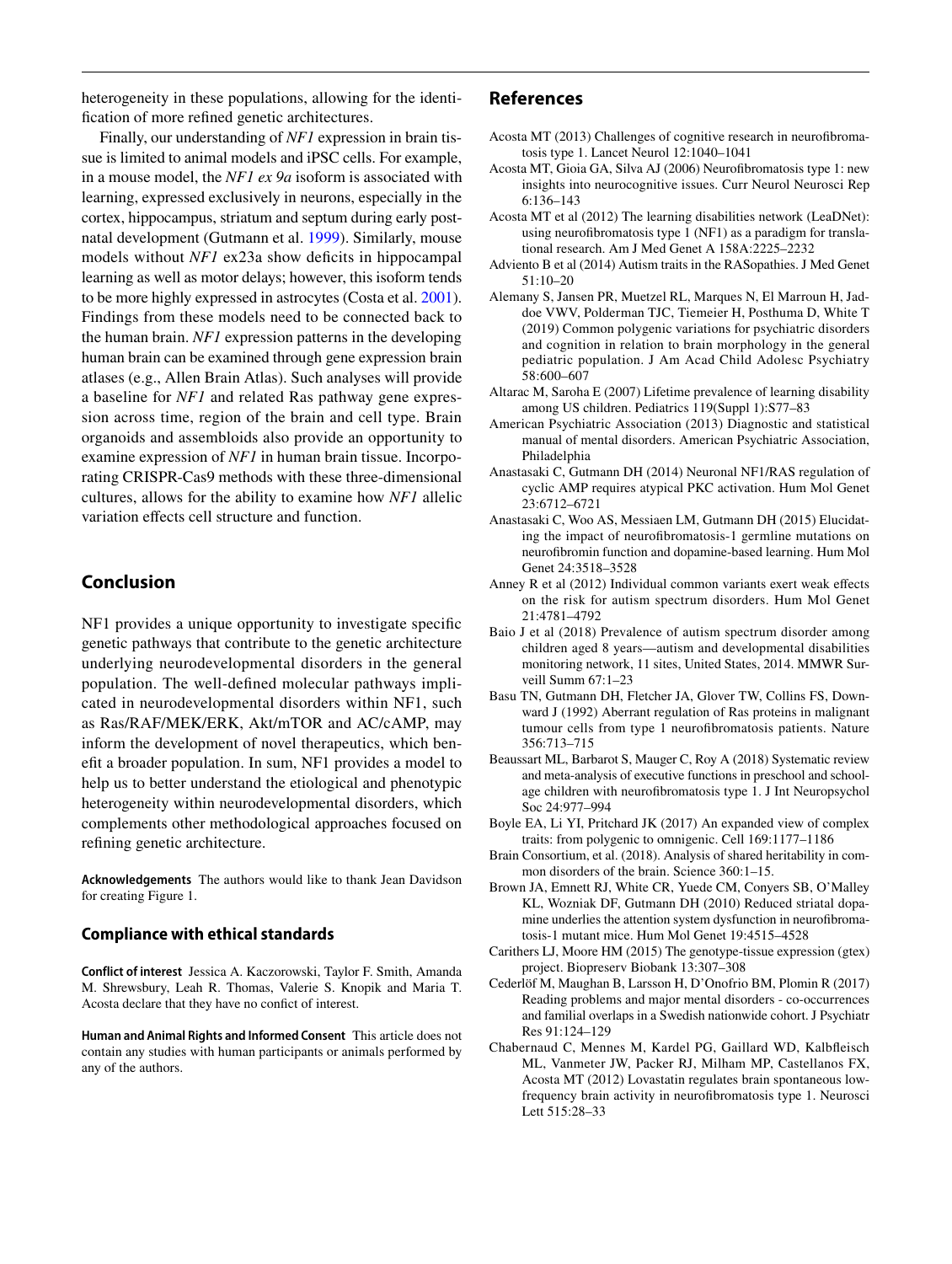heterogeneity in these populations, allowing for the identification of more refined genetic architectures.

Finally, our understanding of *NF1* expression in brain tissue is limited to animal models and iPSC cells. For example, in a mouse model, the *NF1 ex 9a* isoform is associated with learning, expressed exclusively in neurons, especially in the cortex, hippocampus, striatum and septum during early postnatal development (Gutmann et al. 1999). Similarly, mouse models without *NF1* ex23a show deficits in hippocampal learning as well as motor delays; however, this isoform tends to be more highly expressed in astrocytes (Costa et al. 2001). Findings from these models need to be connected back to the human brain. *NF1* expression patterns in the developing human brain can be examined through gene expression brain atlases (e.g., Allen Brain Atlas). Such analyses will provide a baseline for *NF1* and related Ras pathway gene expression across time, region of the brain and cell type. Brain organoids and assembloids also provide an opportunity to examine expression of *NF1* in human brain tissue. Incorporating CRISPR-Cas9 methods with these three-dimensional cultures, allows for the ability to examine how *NF1* allelic variation effects cell structure and function.

## Conclusion

NF1 provides a unique opportunity to investigate specific genetic pathways that contribute to the genetic architecture underlying neurodevelopmental disorders in the general population. The well-defined molecular pathways implicated in neurodevelopmental disorders within NF1, such as Ras/RAF/MEK/ERK, Akt/mTOR and AC/cAMP, may inform the development of novel therapeutics, which benefit a broader population. In sum, NF1 provides a model to help us to better understand the etiological and phenotypic heterogeneity within neurodevelopmental disorders, which complements other methodological approaches focused on refining genetic architecture.

**Acknowledgements** The authors would like to thank Jean Davidson for creating Figure 1.

### Compliance with ethical standards

**Conflict of interest** Jessica A. Kaczorowski, Taylor F. Smith, Amanda M. Shrewsbury, Leah R. Thomas, Valerie S. Knopik and Maria T. Acosta declare that they have no conflict of interest.

**Human and Animal Rights and Informed Consent** This article does not contain any studies with human participants or animals performed by any of the authors.

## References

Acosta MT (2013) Challenges of cognitive research in neurofibromatosis type 1. Lancet Neurol 12:1040–1041

Acosta MT, Gioia GA, Silva AJ (2006) Neurofibromatosis type 1: new insights into neurocognitive issues. Curr Neurol Neurosci Rep 6:136–143

Acosta MT et al (2012) The learning disabilities network (LeaDNet): using neurofibromatosis type 1 (NF1) as a paradigm for translational research. Am J Med Genet A 158A:2225–2232

Adviento B et al (2014) Autism traits in the RASopathies. J Med Genet 51:10–20

Alemany S, Jansen PR, Muetzel RL, Marques N, El Marroun H, Jaddoe VWV, Polderman TJC, Tiemeier H, Posthuma D, White T (2019) Common polygenic variations for psychiatric disorders and cognition in relation to brain morphology in the general pediatric population. J Am Acad Child Adolesc Psychiatry 58:600–607

Altarac M, Saroha E (2007) Lifetime prevalence of learning disability among US children. Pediatrics 119(Suppl 1):S77–83

American Psychiatric Association (2013) Diagnostic and statistical manual of mental disorders. American Psychiatric Association, Philadelphia

Anastasaki C, Gutmann DH (2014) Neuronal NF1/RAS regulation of cyclic AMP requires atypical PKC activation. Hum Mol Genet 23:6712–6721

Anastasaki C, Woo AS, Messiaen LM, Gutmann DH (2015) Elucidating the impact of neurofibromatosis-1 germline mutations on neurofibromin function and dopamine-based learning. Hum Mol Genet 24:3518–3528

Anney R et al (2012) Individual common variants exert weak effects on the risk for autism spectrum disorders. Hum Mol Genet 21:4781–4792

Baio J et al (2018) Prevalence of autism spectrum disorder among children aged 8 years—autism and developmental disabilities monitoring network, 11 sites, United States, 2014. MMWR Surveill Summ 67:1–23

Basu TN, Gutmann DH, Fletcher JA, Glover TW, Collins FS, Downward J (1992) Aberrant regulation of Ras proteins in malignant tumour cells from type 1 neurofibromatosis patients. Nature 356:713–715

Beaussart ML, Barbarot S, Mauger C, Roy A (2018) Systematic review and meta-analysis of executive functions in preschool and school-age children with neurofibromatosis type 1. J Int Neuropsychol Soc 24:977–994

Boyle EA, Li YI, Pritchard JK (2017) An expanded view of complex traits: from polygenic to omnigenic. Cell 169:1177–1186

Brain Consortium, et al. (2018). Analysis of shared heritability in common disorders of the brain. Science 360:1–15.

Brown JA, Emnett RJ, White CR, Yuede CM, Conyers SB, O'Malley KL, Wozniak DF, Gutmann DH (2010) Reduced striatal dopamine underlies the attention system dysfunction in neurofibromatosis-1 mutant mice. Hum Mol Genet 19:4515–4528

Carithers LJ, Moore HM (2015) The genotype-tissue expression (gtex) project. Biopreserv Biobank 13:307–308

Cederlöf M, Maughan B, Larsson H, D'Onofrio BM, Plomin R (2017) Reading problems and major mental disorders - co-occurrences and familial overlaps in a Swedish nationwide cohort. J Psychiatr Res 91:124–129

Chabernaud C, Mennes M, Kardel PG, Gaillard WD, Kalbfleisch ML, Vanmeter JW, Packer RJ, Milham MP, Castellanos FX, Acosta MT (2012) Lovastatin regulates brain spontaneous low-frequency brain activity in neurofibromatosis type 1. Neurosci Lett 515:28–33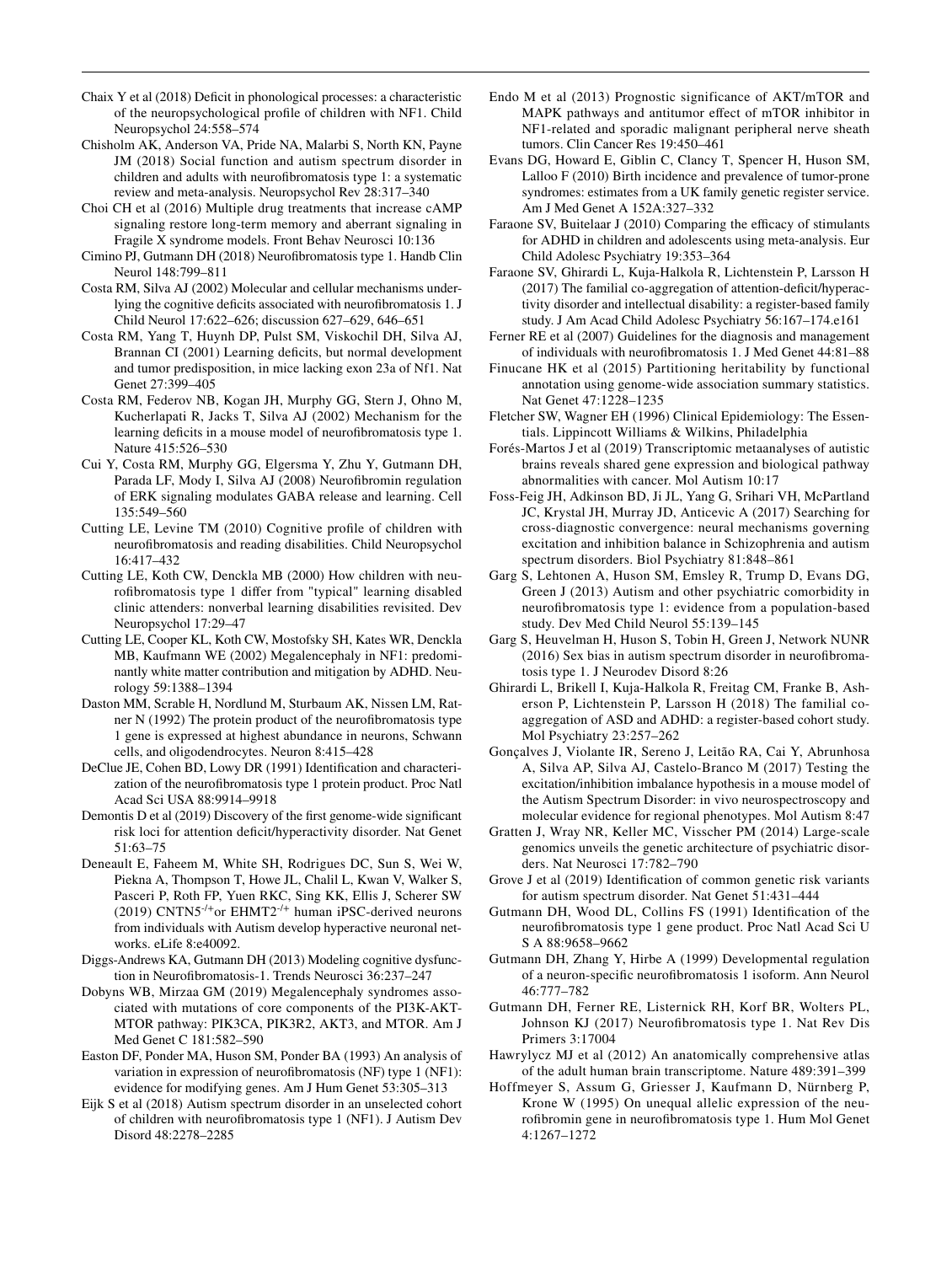Chaix Y et al (2018) Deficit in phonological processes: a characteristic of the neuropsychological profile of children with NF1. Child Neuropsychol 24:558–574

Chisholm AK, Anderson VA, Pride NA, Malarbi S, North KN, Payne JM (2018) Social function and autism spectrum disorder in children and adults with neurofibromatosis type 1: a systematic review and meta-analysis. Neuropsychol Rev 28:317–340

Choi CH et al (2016) Multiple drug treatments that increase cAMP signaling restore long-term memory and aberrant signaling in Fragile X syndrome models. Front Behav Neurosci 10:136

Cimino PJ, Gutmann DH (2018) Neurofibromatosis type 1. Handb Clin Neurol 148:799–811

Costa RM, Silva AJ (2002) Molecular and cellular mechanisms underlying the cognitive deficits associated with neurofibromatosis 1. J Child Neurol 17:622–626; discussion 627–629, 646–651

Costa RM, Yang T, Huynh DP, Pulst SM, Viskochil DH, Silva AJ, Brannan CI (2001) Learning deficits, but normal development and tumor predisposition, in mice lacking exon 23a of Nf1. Nat Genet 27:399–405

Costa RM, Federov NB, Kogan JH, Murphy GG, Stern J, Ohno M, Kucherlapati R, Jacks T, Silva AJ (2002) Mechanism for the learning deficits in a mouse model of neurofibromatosis type 1. Nature 415:526–530

Cui Y, Costa RM, Murphy GG, Elgersma Y, Zhu Y, Gutmann DH, Parada LF, Mody I, Silva AJ (2008) Neurofibromin regulation of ERK signaling modulates GABA release and learning. Cell 135:549–560

Cutting LE, Levine TM (2010) Cognitive profile of children with neurofibromatosis and reading disabilities. Child Neuropsychol 16:417–432

Cutting LE, Koth CW, Denckla MB (2000) How children with neurofibromatosis type 1 differ from "typical" learning disabled clinic attenders: nonverbal learning disabilities revisited. Dev Neuropsychol 17:29–47

Cutting LE, Cooper KL, Koth CW, Mostofsky SH, Kates WR, Denckla MB, Kaufmann WE (2002) Megalencephaly in NF1: predominantly white matter contribution and mitigation by ADHD. Neurology 59:1388–1394

Daston MM, Scrable H, Nordlund M, Sturbaum AK, Nissen LM, Ratner N (1992) The protein product of the neurofibromatosis type 1 gene is expressed at highest abundance in neurons, Schwann cells, and oligodendrocytes. Neuron 8:415–428

DeClue JE, Cohen BD, Lowy DR (1991) Identification and characterization of the neurofibromatosis type 1 protein product. Proc Natl Acad Sci USA 88:9914–9918

Demontis D et al (2019) Discovery of the first genome-wide significant risk loci for attention deficit/hyperactivity disorder. Nat Genet 51:63–75

Deneault E, Faheem M, White SH, Rodrigues DC, Sun S, Wei W, Piekna A, Thompson T, Howe JL, Chalil L, Kwan V, Walker S, Pasceri P, Roth FP, Yuen RKC, Sing KK, Ellis J, Scherer SW (2019) CNTN5$^{-/+}$or EHMT2$^{-/+}$ human iPSC-derived neurons from individuals with Autism develop hyperactive neuronal networks. eLife 8:e40092.

Diggs-Andrews KA, Gutmann DH (2013) Modeling cognitive dysfunction in Neurofibromatosis-1. Trends Neurosci 36:237–247

Dobyns WB, Mirzaa GM (2019) Megalencephaly syndromes associated with mutations of core components of the PI3K-AKT-MTOR pathway: PIK3CA, PIK3R2, AKT3, and MTOR. Am J Med Genet C 181:582–590

Easton DF, Ponder MA, Huson SM, Ponder BA (1993) An analysis of variation in expression of neurofibromatosis (NF) type 1 (NF1): evidence for modifying genes. Am J Hum Genet 53:305–313

Eijk S et al (2018) Autism spectrum disorder in an unselected cohort of children with neurofibromatosis type 1 (NF1). J Autism Dev Disord 48:2278–2285

Endo M et al (2013) Prognostic significance of AKT/mTOR and MAPK pathways and antitumor effect of mTOR inhibitor in NF1-related and sporadic malignant peripheral nerve sheath tumors. Clin Cancer Res 19:450–461

Evans DG, Howard E, Giblin C, Clancy T, Spencer H, Huson SM, Lalloo F (2010) Birth incidence and prevalence of tumor-prone syndromes: estimates from a UK family genetic register service. Am J Med Genet A 152A:327–332

Faraone SV, Buitelaar J (2010) Comparing the efficacy of stimulants for ADHD in children and adolescents using meta-analysis. Eur Child Adolesc Psychiatry 19:353–364

Faraone SV, Ghirardi L, Kuja-Halkola R, Lichtenstein P, Larsson H (2017) The familial co-aggregation of attention-deficit/hyperactivity disorder and intellectual disability: a register-based family study. J Am Acad Child Adolesc Psychiatry 56:167–174.e161

Ferner RE et al (2007) Guidelines for the diagnosis and management of individuals with neurofibromatosis 1. J Med Genet 44:81–88

Finucane HK et al (2015) Partitioning heritability by functional annotation using genome-wide association summary statistics. Nat Genet 47:1228–1235

Fletcher SW, Wagner EH (1996) Clinical Epidemiology: The Essentials. Lippincott Williams & Wilkins, Philadelphia

Forés-Martos J et al (2019) Transcriptomic metaanalyses of autistic brains reveals shared gene expression and biological pathway abnormalities with cancer. Mol Autism 10:17

Foss-Feig JH, Adkinson BD, Ji JL, Yang G, Srihari VH, McPartland JC, Krystal JH, Murray JD, Anticevic A (2017) Searching for cross-diagnostic convergence: neural mechanisms governing excitation and inhibition balance in Schizophrenia and autism spectrum disorders. Biol Psychiatry 81:848–861

Garg S, Lehtonen A, Huson SM, Emsley R, Trump D, Evans DG, Green J (2013) Autism and other psychiatric comorbidity in neurofibromatosis type 1: evidence from a population-based study. Dev Med Child Neurol 55:139–145

Garg S, Heuvelman H, Huson S, Tobin H, Green J, Network NUNR (2016) Sex bias in autism spectrum disorder in neurofibromatosis type 1. J Neurodev Disord 8:26

Ghirardi L, Brikell I, Kuja-Halkola R, Freitag CM, Franke B, Asherson P, Lichtenstein P, Larsson H (2018) The familial co-aggregation of ASD and ADHD: a register-based cohort study. Mol Psychiatry 23:257–262

Gonçalves J, Violante IR, Sereno J, Leitão RA, Cai Y, Abrunhosa A, Silva AP, Silva AJ, Castelo-Branco M (2017) Testing the excitation/inhibition imbalance hypothesis in a mouse model of the Autism Spectrum Disorder: in vivo neurospectroscopy and molecular evidence for regional phenotypes. Mol Autism 8:47

Gratten J, Wray NR, Keller MC, Visscher PM (2014) Large-scale genomics unveils the genetic architecture of psychiatric disorders. Nat Neurosci 17:782–790

Grove J et al (2019) Identification of common genetic risk variants for autism spectrum disorder. Nat Genet 51:431–444

Gutmann DH, Wood DL, Collins FS (1991) Identification of the neurofibromatosis type 1 gene product. Proc Natl Acad Sci U S A 88:9658–9662

Gutmann DH, Zhang Y, Hirbe A (1999) Developmental regulation of a neuron-specific neurofibromatosis 1 isoform. Ann Neurol 46:777–782

Gutmann DH, Ferner RE, Listernick RH, Korf BR, Wolters PL, Johnson KJ (2017) Neurofibromatosis type 1. Nat Rev Dis Primers 3:17004

Hawrylycz MJ et al (2012) An anatomically comprehensive atlas of the adult human brain transcriptome. Nature 489:391–399

Hoffmeyer S, Assum G, Griesser J, Kaufmann D, Nürnberg P, Krone W (1995) On unequal allelic expression of the neurofibromin gene in neurofibromatosis type 1. Hum Mol Genet 4:1267–1272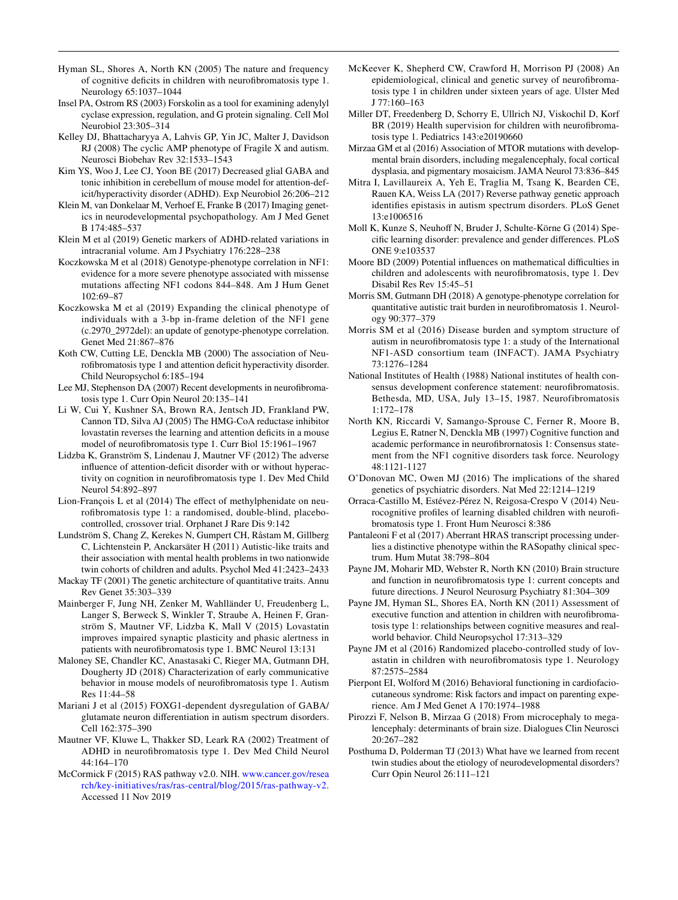Hyman SL, Shores A, North KN (2005) The nature and frequency of cognitive deficits in children with neurofibromatosis type 1. Neurology 65:1037–1044

Insel PA, Ostrom RS (2003) Forskolin as a tool for examining adenylyl cyclase expression, regulation, and G protein signaling. Cell Mol Neurobiol 23:305–314

Kelley DJ, Bhattacharyya A, Lahvis GP, Yin JC, Malter J, Davidson RJ (2008) The cyclic AMP phenotype of Fragile X and autism. Neurosci Biobehav Rev 32:1533–1543

Kim YS, Woo J, Lee CJ, Yoon BE (2017) Decreased glial GABA and tonic inhibition in cerebellum of mouse model for attention-deficit/hyperactivity disorder (ADHD). Exp Neurobiol 26:206–212

Klein M, van Donkelaar M, Verhoef E, Franke B (2017) Imaging genetics in neurodevelopmental psychopathology. Am J Med Genet B 174:485–537

Klein M et al (2019) Genetic markers of ADHD-related variations in intracranial volume. Am J Psychiatry 176:228–238

Koczkowska M et al (2018) Genotype-phenotype correlation in NF1: evidence for a more severe phenotype associated with missense mutations affecting NF1 codons 844–848. Am J Hum Genet 102:69–87

Koczkowska M et al (2019) Expanding the clinical phenotype of individuals with a 3-bp in-frame deletion of the NF1 gene (c.2970_2972del): an update of genotype-phenotype correlation. Genet Med 21:867–876

Koth CW, Cutting LE, Denckla MB (2000) The association of Neurofibromatosis type 1 and attention deficit hyperactivity disorder. Child Neuropsychol 6:185–194

Lee MJ, Stephenson DA (2007) Recent developments in neurofibromatosis type 1. Curr Opin Neurol 20:135–141

Li W, Cui Y, Kushner SA, Brown RA, Jentsch JD, Frankland PW, Cannon TD, Silva AJ (2005) The HMG-CoA reductase inhibitor lovastatin reverses the learning and attention deficits in a mouse model of neurofibromatosis type 1. Curr Biol 15:1961–1967

Lidzba K, Granström S, Lindenau J, Mautner VF (2012) The adverse influence of attention-deficit disorder with or without hyperactivity on cognition in neurofibromatosis type 1. Dev Med Child Neurol 54:892–897

Lion-François L et al (2014) The effect of methylphenidate on neurofibromatosis type 1: a randomised, double-blind, placebo-controlled, crossover trial. Orphanet J Rare Dis 9:142

Lundström S, Chang Z, Kerekes N, Gumpert CH, Råstam M, Gillberg C, Lichtenstein P, Anckarsäter H (2011) Autistic-like traits and their association with mental health problems in two nationwide twin cohorts of children and adults. Psychol Med 41:2423–2433

Mackay TF (2001) The genetic architecture of quantitative traits. Annu Rev Genet 35:303–339

Mainberger F, Jung NH, Zenker M, Wahlländer U, Freudenberg L, Langer S, Berweck S, Winkler T, Straube A, Heinen F, Granström S, Mautner VF, Lidzba K, Mall V (2015) Lovastatin improves impaired synaptic plasticity and phasic alertness in patients with neurofibromatosis type 1. BMC Neurol 13:131

Maloney SE, Chandler KC, Anastasaki C, Rieger MA, Gutmann DH, Dougherty JD (2018) Characterization of early communicative behavior in mouse models of neurofibromatosis type 1. Autism Res 11:44–58

Mariani J et al (2015) FOXG1-dependent dysregulation of GABA/glutamate neuron differentiation in autism spectrum disorders. Cell 162:375–390

Mautner VF, Kluwe L, Thakker SD, Leark RA (2002) Treatment of ADHD in neurofibromatosis type 1. Dev Med Child Neurol 44:164–170

McCormick F (2015) RAS pathway v2.0. NIH. www.cancer.gov/research/key-initiatives/ras/ras-central/blog/2015/ras-pathway-v2. Accessed 11 Nov 2019

McKeever K, Shepherd CW, Crawford H, Morrison PJ (2008) An epidemiological, clinical and genetic survey of neurofibromatosis type 1 in children under sixteen years of age. Ulster Med J 77:160–163

Miller DT, Freedenberg D, Schorry E, Ullrich NJ, Viskochil D, Korf BR (2019) Health supervision for children with neurofibromatosis type 1. Pediatrics 143:e20190660

Mirzaa GM et al (2016) Association of MTOR mutations with developmental brain disorders, including megalencephaly, focal cortical dysplasia, and pigmentary mosaicism. JAMA Neurol 73:836–845

Mitra I, Lavillaureix A, Yeh E, Traglia M, Tsang K, Bearden CE, Rauen KA, Weiss LA (2017) Reverse pathway genetic approach identifies epistasis in autism spectrum disorders. PLoS Genet 13:e1006516

Moll K, Kunze S, Neuhoff N, Bruder J, Schulte-Körne G (2014) Specific learning disorder: prevalence and gender differences. PLoS ONE 9:e103537

Moore BD (2009) Potential influences on mathematical difficulties in children and adolescents with neurofibromatosis, type 1. Dev Disabil Res Rev 15:45–51

Morris SM, Gutmann DH (2018) A genotype-phenotype correlation for quantitative autistic trait burden in neurofibromatosis 1. Neurology 90:377–379

Morris SM et al (2016) Disease burden and symptom structure of autism in neurofibromatosis type 1: a study of the International NF1-ASD consortium team (INFACT). JAMA Psychiatry 73:1276–1284

National Institutes of Health (1988) National institutes of health consensus development conference statement: neurofibromatosis. Bethesda, MD, USA, July 13–15, 1987. Neurofibromatosis 1:172–178

North KN, Riccardi V, Samango-Sprouse C, Ferner R, Moore B, Legius E, Ratner N, Denckla MB (1997) Cognitive function and academic performance in neurofibrornatosis 1: Consensus statement from the NF1 cognitive disorders task force. Neurology 48:1121-1127

O'Donovan MC, Owen MJ (2016) The implications of the shared genetics of psychiatric disorders. Nat Med 22:1214–1219

Orraca-Castillo M, Estévez-Pérez N, Reigosa-Crespo V (2014) Neurocognitive profiles of learning disabled children with neurofibromatosis type 1. Front Hum Neurosci 8:386

Pantaleoni F et al (2017) Aberrant HRAS transcript processing underlies a distinctive phenotype within the RASopathy clinical spectrum. Hum Mutat 38:798–804

Payne JM, Moharir MD, Webster R, North KN (2010) Brain structure and function in neurofibromatosis type 1: current concepts and future directions. J Neurol Neurosurg Psychiatry 81:304–309

Payne JM, Hyman SL, Shores EA, North KN (2011) Assessment of executive function and attention in children with neurofibromatosis type 1: relationships between cognitive measures and real-world behavior. Child Neuropsychol 17:313–329

Payne JM et al (2016) Randomized placebo-controlled study of lovastatin in children with neurofibromatosis type 1. Neurology 87:2575–2584

Pierpont EI, Wolford M (2016) Behavioral functioning in cardiofaciocutaneous syndrome: Risk factors and impact on parenting experience. Am J Med Genet A 170:1974–1988

Pirozzi F, Nelson B, Mirzaa G (2018) From microcephaly to megalencephaly: determinants of brain size. Dialogues Clin Neurosci 20:267–282

Posthuma D, Polderman TJ (2013) What have we learned from recent twin studies about the etiology of neurodevelopmental disorders? Curr Opin Neurol 26:111–121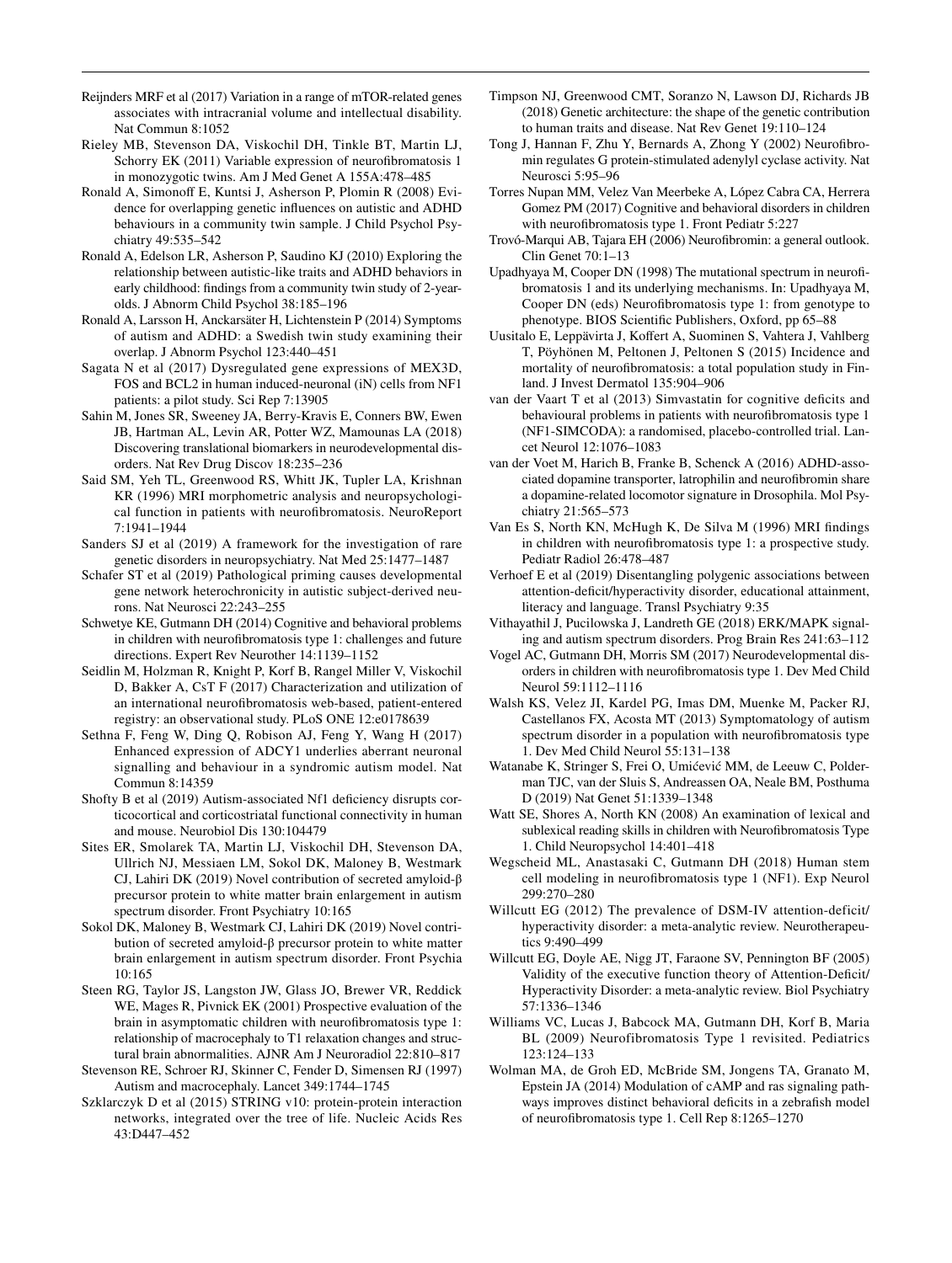Reijnders MRF et al (2017) Variation in a range of mTOR-related genes associates with intracranial volume and intellectual disability. Nat Commun 8:1052

Rieley MB, Stevenson DA, Viskochil DH, Tinkle BT, Martin LJ, Schorry EK (2011) Variable expression of neurofibromatosis 1 in monozygotic twins. Am J Med Genet A 155A:478–485

Ronald A, Simonoff E, Kuntsi J, Asherson P, Plomin R (2008) Evidence for overlapping genetic influences on autistic and ADHD behaviours in a community twin sample. J Child Psychol Psychiatry 49:535–542

Ronald A, Edelson LR, Asherson P, Saudino KJ (2010) Exploring the relationship between autistic-like traits and ADHD behaviors in early childhood: findings from a community twin study of 2-year-olds. J Abnorm Child Psychol 38:185–196

Ronald A, Larsson H, Anckarsäter H, Lichtenstein P (2014) Symptoms of autism and ADHD: a Swedish twin study examining their overlap. J Abnorm Psychol 123:440–451

Sagata N et al (2017) Dysregulated gene expressions of MEX3D, FOS and BCL2 in human induced-neuronal (iN) cells from NF1 patients: a pilot study. Sci Rep 7:13905

Sahin M, Jones SR, Sweeney JA, Berry-Kravis E, Conners BW, Ewen JB, Hartman AL, Levin AR, Potter WZ, Mamounas LA (2018) Discovering translational biomarkers in neurodevelopmental disorders. Nat Rev Drug Discov 18:235–236

Said SM, Yeh TL, Greenwood RS, Whitt JK, Tupler LA, Krishnan KR (1996) MRI morphometric analysis and neuropsychological function in patients with neurofibromatosis. NeuroReport 7:1941–1944

Sanders SJ et al (2019) A framework for the investigation of rare genetic disorders in neuropsychiatry. Nat Med 25:1477–1487

Schafer ST et al (2019) Pathological priming causes developmental gene network heterochronicity in autistic subject-derived neurons. Nat Neurosci 22:243–255

Schwetye KE, Gutmann DH (2014) Cognitive and behavioral problems in children with neurofibromatosis type 1: challenges and future directions. Expert Rev Neurother 14:1139–1152

Seidlin M, Holzman R, Knight P, Korf B, Rangel Miller V, Viskochil D, Bakker A, CsT F (2017) Characterization and utilization of an international neurofibromatosis web-based, patient-entered registry: an observational study. PLoS ONE 12:e0178639

Sethna F, Feng W, Ding Q, Robison AJ, Feng Y, Wang H (2017) Enhanced expression of ADCY1 underlies aberrant neuronal signalling and behaviour in a syndromic autism model. Nat Commun 8:14359

Shofty B et al (2019) Autism-associated Nf1 deficiency disrupts corticocortical and corticostriatal functional connectivity in human and mouse. Neurobiol Dis 130:104479

Sites ER, Smolarek TA, Martin LJ, Viskochil DH, Stevenson DA, Ullrich NJ, Messiaen LM, Sokol DK, Maloney B, Westmark CJ, Lahiri DK (2019) Novel contribution of secreted amyloid-β precursor protein to white matter brain enlargement in autism spectrum disorder. Front Psychiatry 10:165

Sokol DK, Maloney B, Westmark CJ, Lahiri DK (2019) Novel contribution of secreted amyloid-β precursor protein to white matter brain enlargement in autism spectrum disorder. Front Psychia 10:165

Steen RG, Taylor JS, Langston JW, Glass JO, Brewer VR, Reddick WE, Mages R, Pivnick EK (2001) Prospective evaluation of the brain in asymptomatic children with neurofibromatosis type 1: relationship of macrocephaly to T1 relaxation changes and structural brain abnormalities. AJNR Am J Neuroradiol 22:810–817

Stevenson RE, Schroer RJ, Skinner C, Fender D, Simensen RJ (1997) Autism and macrocephaly. Lancet 349:1744–1745

Szklarczyk D et al (2015) STRING v10: protein-protein interaction networks, integrated over the tree of life. Nucleic Acids Res 43:D447–452

Timpson NJ, Greenwood CMT, Soranzo N, Lawson DJ, Richards JB (2018) Genetic architecture: the shape of the genetic contribution to human traits and disease. Nat Rev Genet 19:110–124

Tong J, Hannan F, Zhu Y, Bernards A, Zhong Y (2002) Neurofibromin regulates G protein-stimulated adenylyl cyclase activity. Nat Neurosci 5:95–96

Torres Nupan MM, Velez Van Meerbeke A, López Cabra CA, Herrera Gomez PM (2017) Cognitive and behavioral disorders in children with neurofibromatosis type 1. Front Pediatr 5:227

Trovó-Marqui AB, Tajara EH (2006) Neurofibromin: a general outlook. Clin Genet 70:1–13

Upadhyaya M, Cooper DN (1998) The mutational spectrum in neurofibromatosis 1 and its underlying mechanisms. In: Upadhyaya M, Cooper DN (eds) Neurofibromatosis type 1: from genotype to phenotype. BIOS Scientific Publishers, Oxford, pp 65–88

Uusitalo E, Leppävirta J, Koffert A, Suominen S, Vahtera J, Vahlberg T, Pöyhönen M, Peltonen J, Peltonen S (2015) Incidence and mortality of neurofibromatosis: a total population study in Finland. J Invest Dermatol 135:904–906

van der Vaart T et al (2013) Simvastatin for cognitive deficits and behavioural problems in patients with neurofibromatosis type 1 (NF1-SIMCODA): a randomised, placebo-controlled trial. Lancet Neurol 12:1076–1083

van der Voet M, Harich B, Franke B, Schenck A (2016) ADHD-associated dopamine transporter, latrophilin and neurofibromin share a dopamine-related locomotor signature in Drosophila. Mol Psychiatry 21:565–573

Van Es S, North KN, McHugh K, De Silva M (1996) MRI findings in children with neurofibromatosis type 1: a prospective study. Pediatr Radiol 26:478–487

Verhoef E et al (2019) Disentangling polygenic associations between attention-deficit/hyperactivity disorder, educational attainment, literacy and language. Transl Psychiatry 9:35

Vithayathil J, Pucilowska J, Landreth GE (2018) ERK/MAPK signaling and autism spectrum disorders. Prog Brain Res 241:63–112

Vogel AC, Gutmann DH, Morris SM (2017) Neurodevelopmental disorders in children with neurofibromatosis type 1. Dev Med Child Neurol 59:1112–1116

Walsh KS, Velez JI, Kardel PG, Imas DM, Muenke M, Packer RJ, Castellanos FX, Acosta MT (2013) Symptomatology of autism spectrum disorder in a population with neurofibromatosis type 1. Dev Med Child Neurol 55:131–138

Watanabe K, Stringer S, Frei O, Umićević MM, de Leeuw C, Polderman TJC, van der Sluis S, Andreassen OA, Neale BM, Posthuma D (2019) Nat Genet 51:1339–1348

Watt SE, Shores A, North KN (2008) An examination of lexical and sublexical reading skills in children with Neurofibromatosis Type 1. Child Neuropsychol 14:401–418

Wegscheid ML, Anastasaki C, Gutmann DH (2018) Human stem cell modeling in neurofibromatosis type 1 (NF1). Exp Neurol 299:270–280

Willcutt EG (2012) The prevalence of DSM-IV attention-deficit/hyperactivity disorder: a meta-analytic review. Neurotherapeutics 9:490–499

Willcutt EG, Doyle AE, Nigg JT, Faraone SV, Pennington BF (2005) Validity of the executive function theory of Attention-Deficit/Hyperactivity Disorder: a meta-analytic review. Biol Psychiatry 57:1336–1346

Williams VC, Lucas J, Babcock MA, Gutmann DH, Korf B, Maria BL (2009) Neurofibromatosis Type 1 revisited. Pediatrics 123:124–133

Wolman MA, de Groh ED, McBride SM, Jongens TA, Granato M, Epstein JA (2014) Modulation of cAMP and ras signaling pathways improves distinct behavioral deficits in a zebrafish model of neurofibromatosis type 1. Cell Rep 8:1265–1270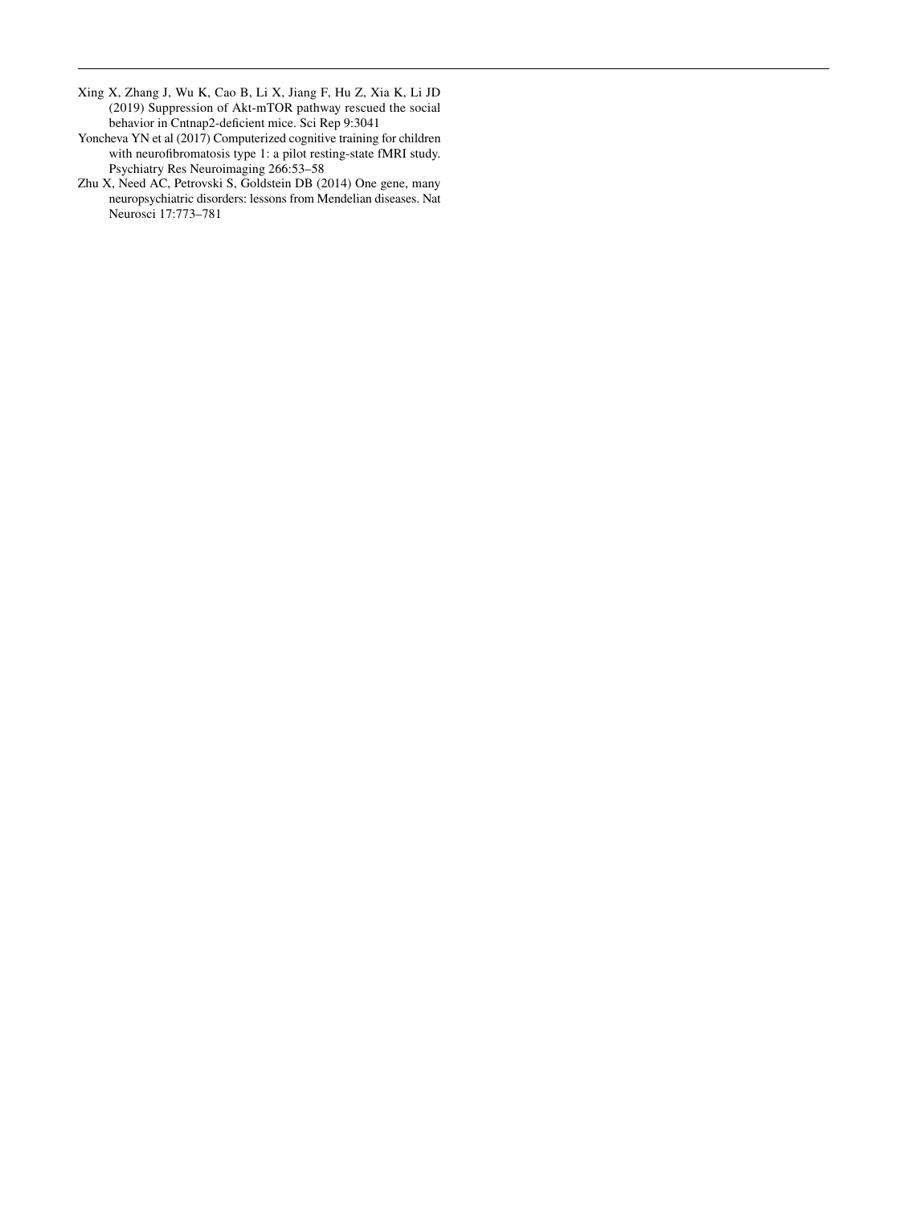Xing X, Zhang J, Wu K, Cao B, Li X, Jiang F, Hu Z, Xia K, Li JD (2019) Suppression of Akt-mTOR pathway rescued the social behavior in Cntnap2-deficient mice. Sci Rep 9:3041

Yoncheva YN et al (2017) Computerized cognitive training for children with neurofibromatosis type 1: a pilot resting-state fMRI study. Psychiatry Res Neuroimaging 266:53–58

Zhu X, Need AC, Petrovski S, Goldstein DB (2014) One gene, many neuropsychiatric disorders: lessons from Mendelian diseases. Nat Neurosci 17:773–781